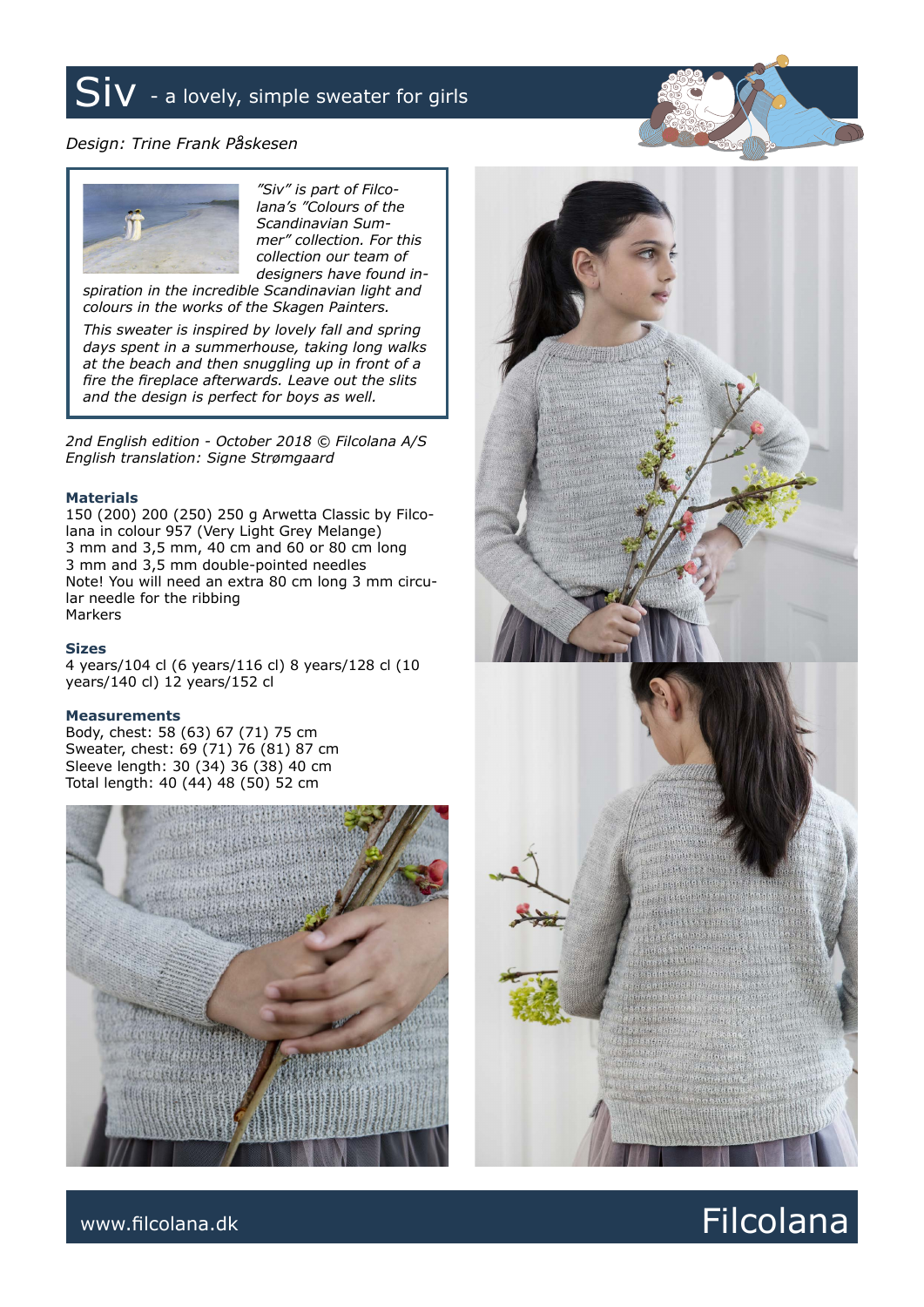# Siv - a lovely, simple sweater for girls

*Design: Trine Frank Påskesen*

*"Siv" is part of Filcolana's "Colours of the Scandinavian Summer" collection. For this collection our team of designers have found inspiration in the incredible Scandinavian light and colours in the works of the Skagen Painters.*

*This sweater is inspired by lovely fall and spring days spent in a summerhouse, taking long walks at the beach and then snuggling up in front of a fire the fireplace afterwards. Leave out the slits and the design is perfect for boys as well.*

*2nd English edition - October 2018 © Filcolana A/S*
*English translation: Signe Strømgaard*

### Materials

150 (200) 200 (250) 250 g Arwetta Classic by Filcolana in colour 957 (Very Light Grey Melange)
3 mm and 3,5 mm, 40 cm and 60 or 80 cm long
3 mm and 3,5 mm double-pointed needles
Note! You will need an extra 80 cm long 3 mm circular needle for the ribbing
Markers

### Sizes

4 years/104 cl (6 years/116 cl) 8 years/128 cl (10 years/140 cl) 12 years/152 cl

### Measurements

Body, chest: 58 (63) 67 (71) 75 cm
Sweater, chest: 69 (71) 76 (81) 87 cm
Sleeve length: 30 (34) 36 (38) 40 cm
Total length: 40 (44) 48 (50) 52 cm

www.filcolana.dk

Filcolana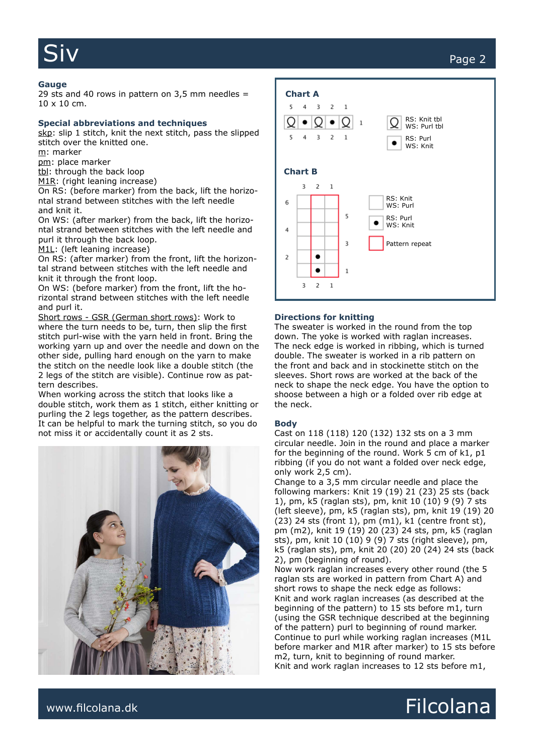# Siv

### Gauge

29 sts and 40 rows in pattern on 3,5 mm needles = 10 x 10 cm.

### Special abbreviations and techniques

skp: slip 1 stitch, knit the next stitch, pass the slipped stitch over the knitted one.
m: marker
pm: place marker
tbl: through the back loop
M1R: (right leaning increase)
On RS: (before marker) from the back, lift the horizontal strand between stitches with the left needle and knit it.
On WS: (after marker) from the back, lift the horizontal strand between stitches with the left needle and purl it through the back loop.
M1L: (left leaning increase)
On RS: (after marker) from the front, lift the horizontal strand between stitches with the left needle and knit it through the front loop.
On WS: (before marker) from the front, lift the horizontal strand between stitches with the left needle and purl it.
Short rows - GSR (German short rows): Work to where the turn needs to be, turn, then slip the first stitch purl-wise with the yarn held in front. Bring the working yarn up and over the needle and down on the other side, pulling hard enough on the yarn to make the stitch on the needle look like a double stitch (the 2 legs of the stitch are visible). Continue row as pattern describes.
When working across the stitch that looks like a double stitch, work them as 1 stitch, either knitting or purling the 2 legs together, as the pattern describes.
It can be helpful to mark the turning stitch, so you do not miss it or accidentally count it as 2 sts.

### Chart A

| 5 | 4 | 3 | 2 | 1 | |
|---|---|---|---|---|---|
| Ջ | • | Ջ | • | Ջ | 1 |
| 5 | 4 | 3 | 2 | 1 | |

Ջ RS: Knit tbl, WS: Purl tbl
• RS: Purl, WS: Knit

### Chart B

| | 3 | 2 | 1 | |
|---|---|---|---|---|
| 6 | | | | |
| | | | | 5 |
| 4 | | | | |
| | | | | 3 |
| 2 | | • | | |
| | | • | | 1 |
| | 3 | 2 | 1 | |

☐ RS: Knit, WS: Purl
• RS: Purl, WS: Knit
Red outline: Pattern repeat

### Directions for knitting

The sweater is worked in the round from the top down. The yoke is worked with raglan increases. The neck edge is worked in ribbing, which is turned double. The sweater is worked in a rib pattern on the front and back and in stockinette stitch on the sleeves. Short rows are worked at the back of the neck to shape the neck edge. You have the option to shoose between a high or a folded over rib edge at the neck.

### Body

Cast on 118 (118) 120 (132) 132 sts on a 3 mm circular needle. Join in the round and place a marker for the beginning of the round. Work 5 cm of k1, p1 ribbing (if you do not want a folded over neck edge, only work 2,5 cm).
Change to a 3,5 mm circular needle and place the following markers: Knit 19 (19) 21 (23) 25 sts (back 1), pm, k5 (raglan sts), pm, knit 10 (10) 9 (9) 7 sts (left sleeve), pm, k5 (raglan sts), pm, knit 19 (19) 20 (23) 24 sts (front 1), pm (m1), k1 (centre front st), pm (m2), knit 19 (19) 20 (23) 24 sts, pm, k5 (raglan sts), pm, knit 10 (10) 9 (9) 7 sts (right sleeve), pm, k5 (raglan sts), pm, knit 20 (20) 20 (24) 24 sts (back 2), pm (beginning of round).
Now work raglan increases every other round (the 5 raglan sts are worked in pattern from Chart A) and short rows to shape the neck edge as follows:
Knit and work raglan increases (as described at the beginning of the pattern) to 15 sts before m1, turn (using the GSR technique described at the beginning of the pattern) purl to beginning of round marker.
Continue to purl while working raglan increases (M1L before marker and M1R after marker) to 15 sts before m2, turn, knit to beginning of round marker.
Knit and work raglan increases to 12 sts before m1,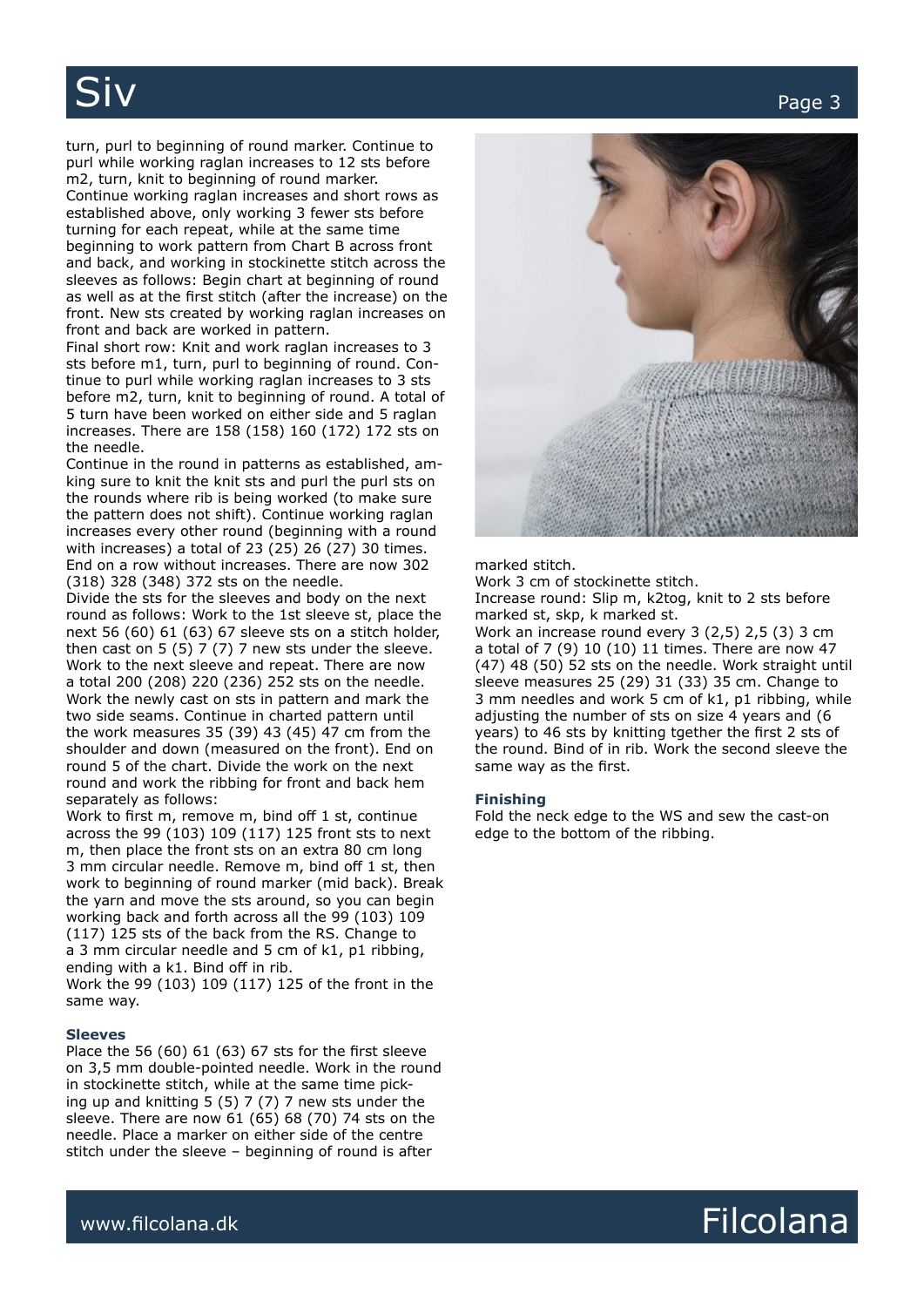turn, purl to beginning of round marker. Continue to purl while working raglan increases to 12 sts before m2, turn, knit to beginning of round marker.
Continue working raglan increases and short rows as established above, only working 3 fewer sts before turning for each repeat, while at the same time beginning to work pattern from Chart B across front and back, and working in stockinette stitch across the sleeves as follows: Begin chart at beginning of round as well as at the first stitch (after the increase) on the front. New sts created by working raglan increases on front and back are worked in pattern.
Final short row: Knit and work raglan increases to 3 sts before m1, turn, purl to beginning of round. Continue to purl while working raglan increases to 3 sts before m2, turn, knit to beginning of round. A total of 5 turn have been worked on either side and 5 raglan increases. There are 158 (158) 160 (172) 172 sts on the needle.
Continue in the round in patterns as established, amking sure to knit the knit sts and purl the purl sts on the rounds where rib is being worked (to make sure the pattern does not shift). Continue working raglan increases every other round (beginning with a round with increases) a total of 23 (25) 26 (27) 30 times. End on a row without increases. There are now 302 (318) 328 (348) 372 sts on the needle.
Divide the sts for the sleeves and body on the next round as follows: Work to the 1st sleeve st, place the next 56 (60) 61 (63) 67 sleeve sts on a stitch holder, then cast on 5 (5) 7 (7) 7 new sts under the sleeve. Work to the next sleeve and repeat. There are now a total 200 (208) 220 (236) 252 sts on the needle. Work the newly cast on sts in pattern and mark the two side seams. Continue in charted pattern until the work measures 35 (39) 43 (45) 47 cm from the shoulder and down (measured on the front). End on round 5 of the chart. Divide the work on the next round and work the ribbing for front and back hem separately as follows:
Work to first m, remove m, bind off 1 st, continue across the 99 (103) 109 (117) 125 front sts to next m, then place the front sts on an extra 80 cm long 3 mm circular needle. Remove m, bind off 1 st, then work to beginning of round marker (mid back). Break the yarn and move the sts around, so you can begin working back and forth across all the 99 (103) 109 (117) 125 sts of the back from the RS. Change to a 3 mm circular needle and 5 cm of k1, p1 ribbing, ending with a k1. Bind off in rib.
Work the 99 (103) 109 (117) 125 of the front in the same way.

### Sleeves

Place the 56 (60) 61 (63) 67 sts for the first sleeve on 3,5 mm double-pointed needle. Work in the round in stockinette stitch, while at the same time picking up and knitting 5 (5) 7 (7) 7 new sts under the sleeve. There are now 61 (65) 68 (70) 74 sts on the needle. Place a marker on either side of the centre stitch under the sleeve – beginning of round is after marked stitch.
Work 3 cm of stockinette stitch.
Increase round: Slip m, k2tog, knit to 2 sts before marked st, skp, k marked st.
Work an increase round every 3 (2,5) 2,5 (3) 3 cm a total of 7 (9) 10 (10) 11 times. There are now 47 (47) 48 (50) 52 sts on the needle. Work straight until sleeve measures 25 (29) 31 (33) 35 cm. Change to 3 mm needles and work 5 cm of k1, p1 ribbing, while adjusting the number of sts on size 4 years and (6 years) to 46 sts by knitting tgether the first 2 sts of the round. Bind of in rib. Work the second sleeve the same way as the first.

### Finishing

Fold the neck edge to the WS and sew the cast-on edge to the bottom of the ribbing.